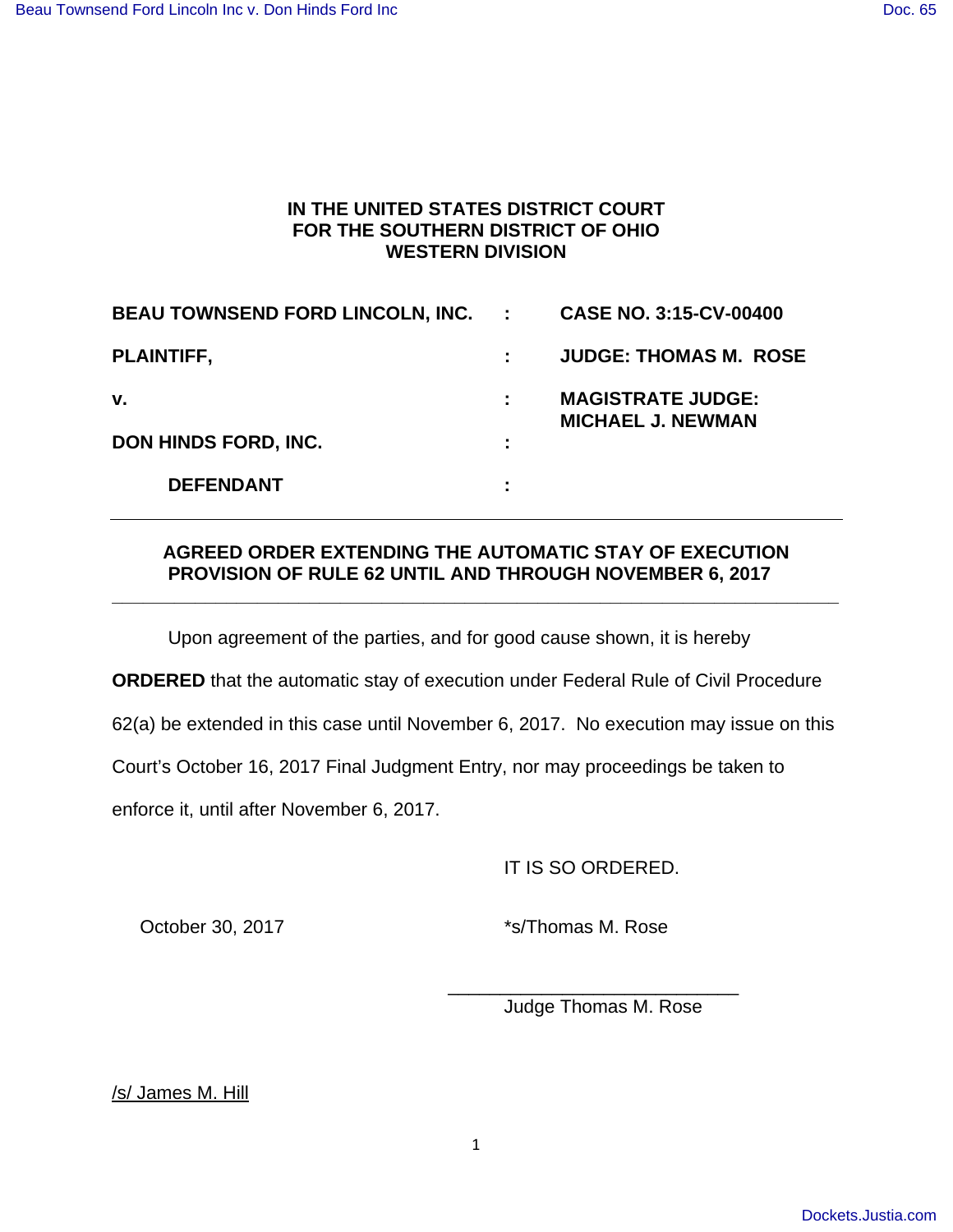**IN THE UNITED STATES DISTRICT COURT**
**FOR THE SOUTHERN DISTRICT OF OHIO**
**WESTERN DIVISION**

| | | |
|---|---|---|
| **BEAU TOWNSEND FORD LINCOLN, INC.** | **:** | **CASE NO. 3:15-CV-00400** |
| **PLAINTIFF,** | **:** | **JUDGE: THOMAS M. ROSE** |
| **v.** | **:** | **MAGISTRATE JUDGE: MICHAEL J. NEWMAN** |
| **DON HINDS FORD, INC.** | **:** | |
| **DEFENDANT** | **:** | |

## AGREED ORDER EXTENDING THE AUTOMATIC STAY OF EXECUTION PROVISION OF RULE 62 UNTIL AND THROUGH NOVEMBER 6, 2017

Upon agreement of the parties, and for good cause shown, it is hereby **ORDERED** that the automatic stay of execution under Federal Rule of Civil Procedure 62(a) be extended in this case until November 6, 2017. No execution may issue on this Court's October 16, 2017 Final Judgment Entry, nor may proceedings be taken to enforce it, until after November 6, 2017.

IT IS SO ORDERED.

October 30, 2017

*s/Thomas M. Rose

______________________________
Judge Thomas M. Rose

/s/ James M. Hill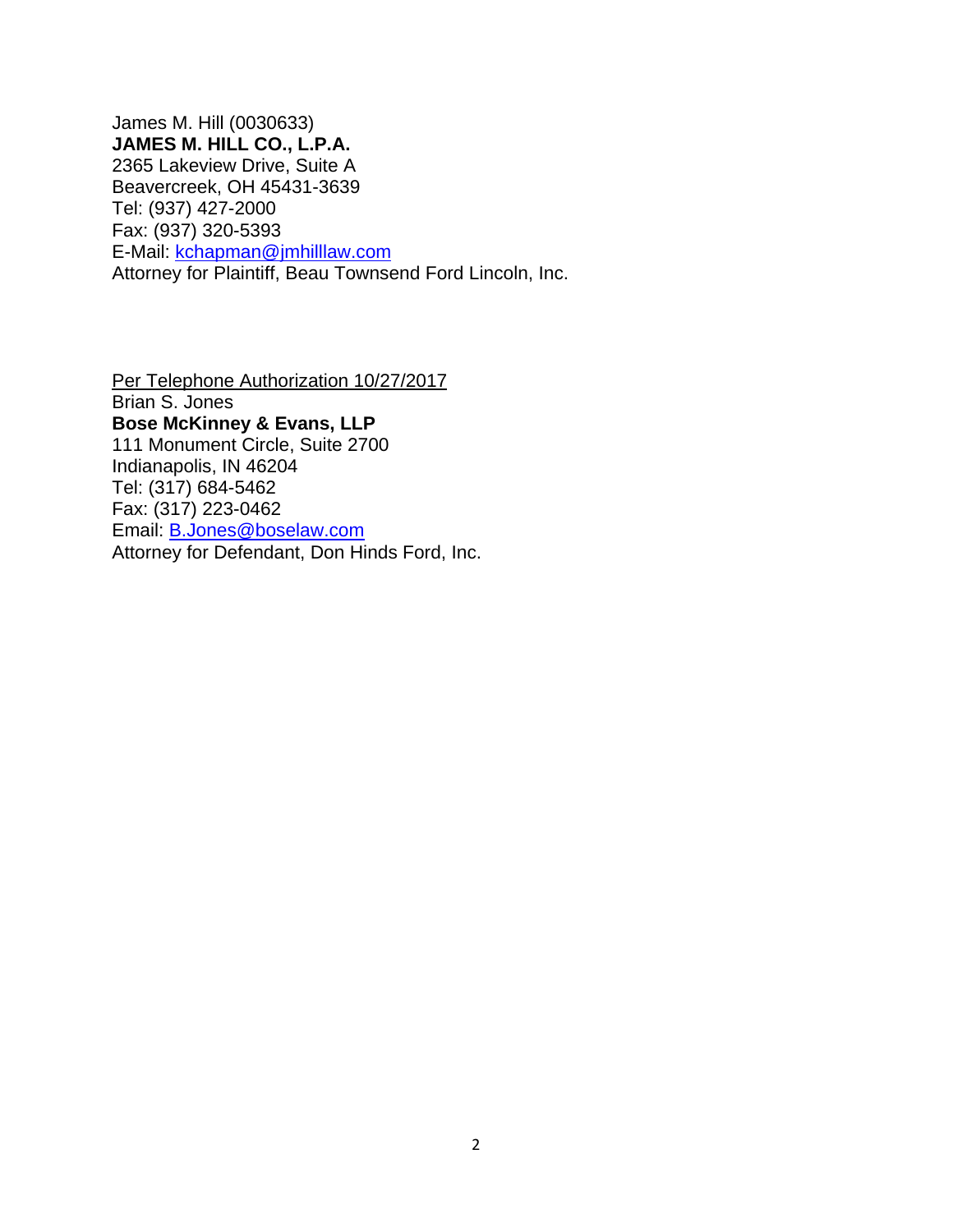James M. Hill (0030633)
**JAMES M. HILL CO., L.P.A.**
2365 Lakeview Drive, Suite A
Beavercreek, OH 45431-3639
Tel: (937) 427-2000
Fax: (937) 320-5393
E-Mail: kchapman@jmhilllaw.com
Attorney for Plaintiff, Beau Townsend Ford Lincoln, Inc.

Per Telephone Authorization 10/27/2017
Brian S. Jones
**Bose McKinney & Evans, LLP**
111 Monument Circle, Suite 2700
Indianapolis, IN 46204
Tel: (317) 684-5462
Fax: (317) 223-0462
Email: B.Jones@boselaw.com
Attorney for Defendant, Don Hinds Ford, Inc.